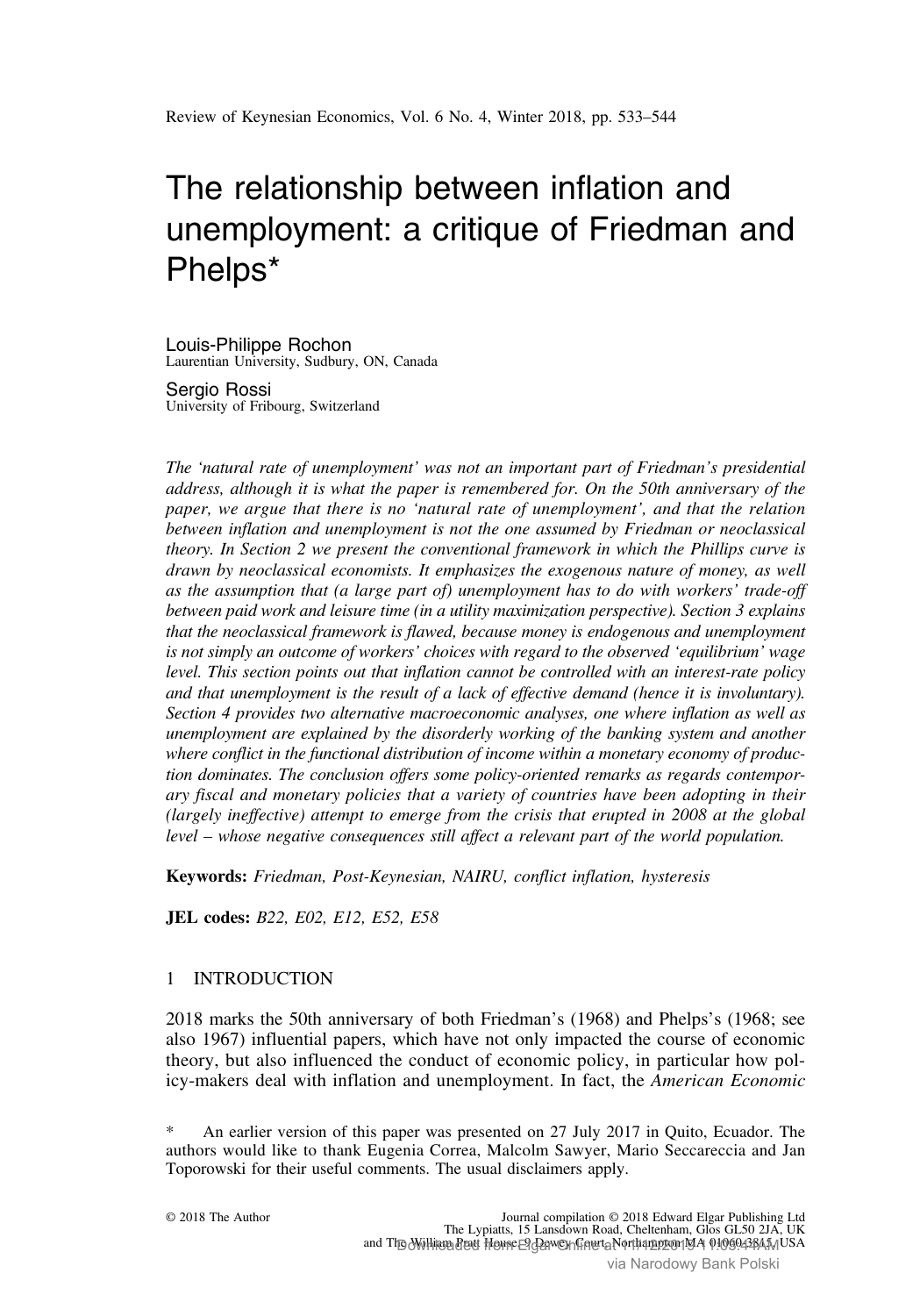# The relationship between inflation and unemployment: a critique of Friedman and Phelps*

Louis-Philippe Rochon
Laurentian University, Sudbury, ON, Canada

Sergio Rossi
University of Fribourg, Switzerland

*The 'natural rate of unemployment' was not an important part of Friedman's presidential address, although it is what the paper is remembered for. On the 50th anniversary of the paper, we argue that there is no 'natural rate of unemployment', and that the relation between inflation and unemployment is not the one assumed by Friedman or neoclassical theory. In Section 2 we present the conventional framework in which the Phillips curve is drawn by neoclassical economists. It emphasizes the exogenous nature of money, as well as the assumption that (a large part of) unemployment has to do with workers' trade-off between paid work and leisure time (in a utility maximization perspective). Section 3 explains that the neoclassical framework is flawed, because money is endogenous and unemployment is not simply an outcome of workers' choices with regard to the observed 'equilibrium' wage level. This section points out that inflation cannot be controlled with an interest-rate policy and that unemployment is the result of a lack of effective demand (hence it is involuntary). Section 4 provides two alternative macroeconomic analyses, one where inflation as well as unemployment are explained by the disorderly working of the banking system and another where conflict in the functional distribution of income within a monetary economy of production dominates. The conclusion offers some policy-oriented remarks as regards contemporary fiscal and monetary policies that a variety of countries have been adopting in their (largely ineffective) attempt to emerge from the crisis that erupted in 2008 at the global level – whose negative consequences still affect a relevant part of the world population.*

**Keywords:** *Friedman, Post-Keynesian, NAIRU, conflict inflation, hysteresis*

**JEL codes:** *B22, E02, E12, E52, E58*

## 1 INTRODUCTION

2018 marks the 50th anniversary of both Friedman's (1968) and Phelps's (1968; see also 1967) influential papers, which have not only impacted the course of economic theory, but also influenced the conduct of economic policy, in particular how policy-makers deal with inflation and unemployment. In fact, the *American Economic*

\* An earlier version of this paper was presented on 27 July 2017 in Quito, Ecuador. The authors would like to thank Eugenia Correa, Malcolm Sawyer, Mario Seccareccia and Jan Toporowski for their useful comments. The usual disclaimers apply.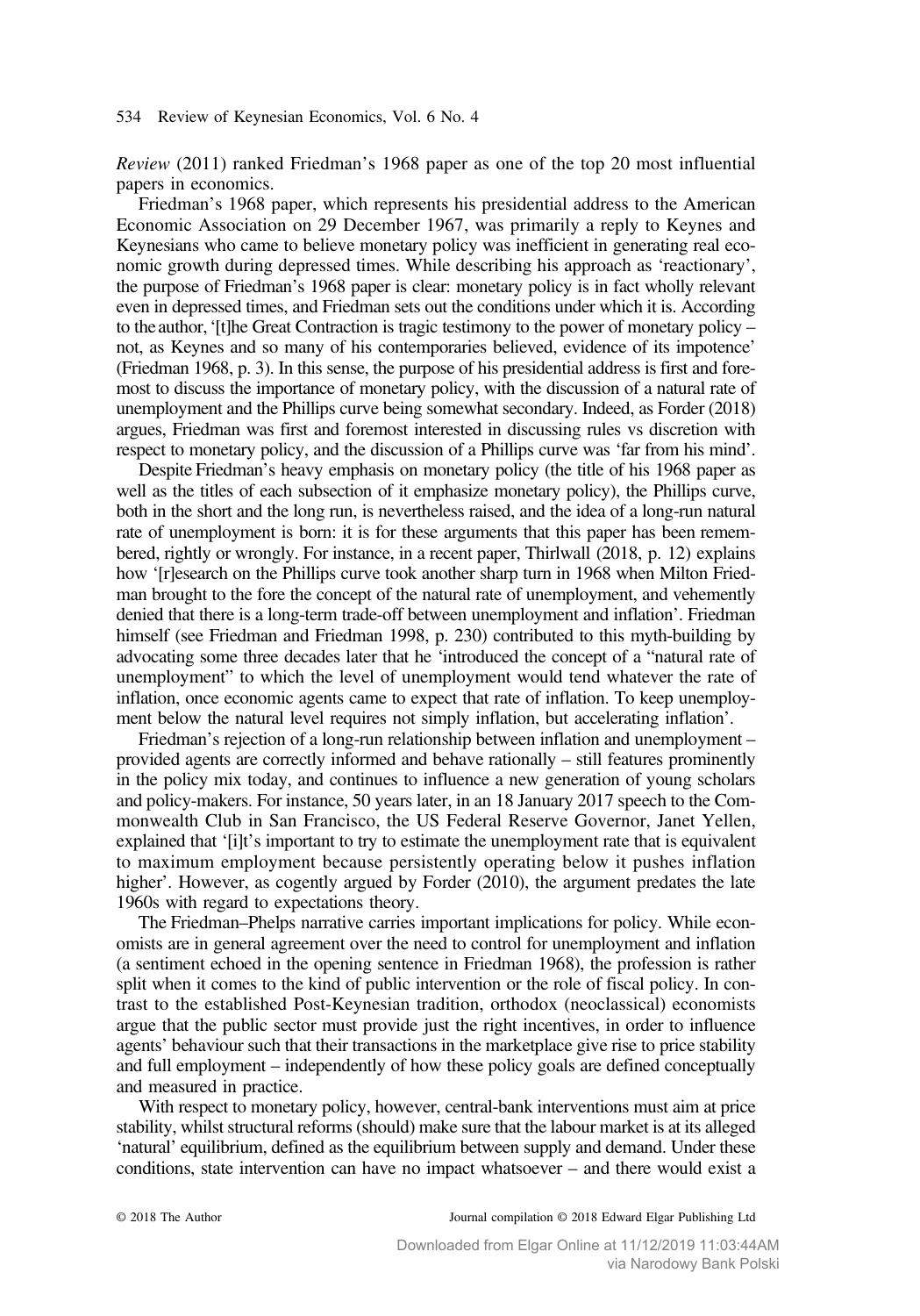*Review* (2011) ranked Friedman's 1968 paper as one of the top 20 most influential papers in economics.

Friedman's 1968 paper, which represents his presidential address to the American Economic Association on 29 December 1967, was primarily a reply to Keynes and Keynesians who came to believe monetary policy was inefficient in generating real economic growth during depressed times. While describing his approach as 'reactionary', the purpose of Friedman's 1968 paper is clear: monetary policy is in fact wholly relevant even in depressed times, and Friedman sets out the conditions under which it is. According to the author, '[t]he Great Contraction is tragic testimony to the power of monetary policy – not, as Keynes and so many of his contemporaries believed, evidence of its impotence' (Friedman 1968, p. 3). In this sense, the purpose of his presidential address is first and foremost to discuss the importance of monetary policy, with the discussion of a natural rate of unemployment and the Phillips curve being somewhat secondary. Indeed, as Forder (2018) argues, Friedman was first and foremost interested in discussing rules vs discretion with respect to monetary policy, and the discussion of a Phillips curve was 'far from his mind'.

Despite Friedman's heavy emphasis on monetary policy (the title of his 1968 paper as well as the titles of each subsection of it emphasize monetary policy), the Phillips curve, both in the short and the long run, is nevertheless raised, and the idea of a long-run natural rate of unemployment is born: it is for these arguments that this paper has been remembered, rightly or wrongly. For instance, in a recent paper, Thirlwall (2018, p. 12) explains how '[r]esearch on the Phillips curve took another sharp turn in 1968 when Milton Friedman brought to the fore the concept of the natural rate of unemployment, and vehemently denied that there is a long-term trade-off between unemployment and inflation'. Friedman himself (see Friedman and Friedman 1998, p. 230) contributed to this myth-building by advocating some three decades later that he 'introduced the concept of a "natural rate of unemployment" to which the level of unemployment would tend whatever the rate of inflation, once economic agents came to expect that rate of inflation. To keep unemployment below the natural level requires not simply inflation, but accelerating inflation'.

Friedman's rejection of a long-run relationship between inflation and unemployment – provided agents are correctly informed and behave rationally – still features prominently in the policy mix today, and continues to influence a new generation of young scholars and policy-makers. For instance, 50 years later, in an 18 January 2017 speech to the Commonwealth Club in San Francisco, the US Federal Reserve Governor, Janet Yellen, explained that '[i]t's important to try to estimate the unemployment rate that is equivalent to maximum employment because persistently operating below it pushes inflation higher'. However, as cogently argued by Forder (2010), the argument predates the late 1960s with regard to expectations theory.

The Friedman–Phelps narrative carries important implications for policy. While economists are in general agreement over the need to control for unemployment and inflation (a sentiment echoed in the opening sentence in Friedman 1968), the profession is rather split when it comes to the kind of public intervention or the role of fiscal policy. In contrast to the established Post-Keynesian tradition, orthodox (neoclassical) economists argue that the public sector must provide just the right incentives, in order to influence agents' behaviour such that their transactions in the marketplace give rise to price stability and full employment – independently of how these policy goals are defined conceptually and measured in practice.

With respect to monetary policy, however, central-bank interventions must aim at price stability, whilst structural reforms (should) make sure that the labour market is at its alleged 'natural' equilibrium, defined as the equilibrium between supply and demand. Under these conditions, state intervention can have no impact whatsoever – and there would exist a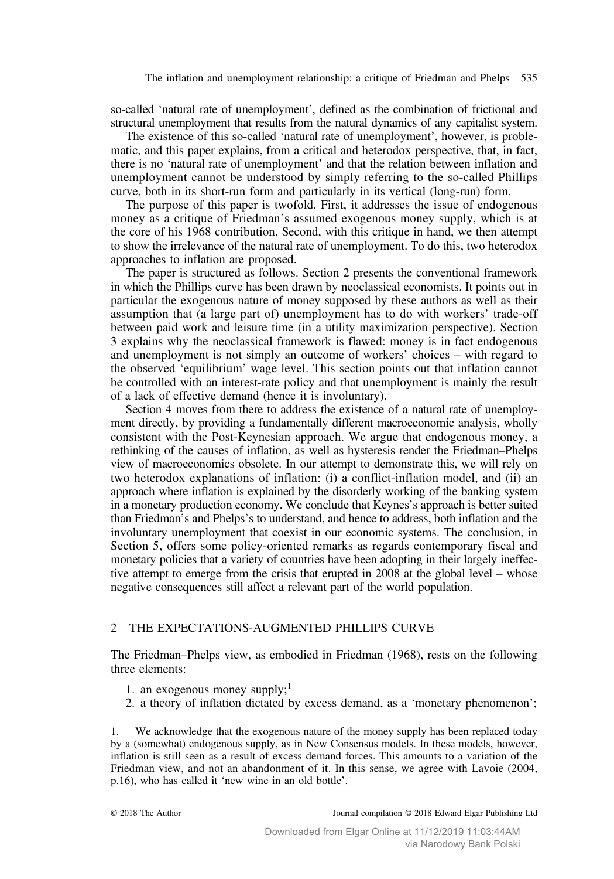so-called 'natural rate of unemployment', defined as the combination of frictional and structural unemployment that results from the natural dynamics of any capitalist system.

The existence of this so-called 'natural rate of unemployment', however, is problematic, and this paper explains, from a critical and heterodox perspective, that, in fact, there is no 'natural rate of unemployment' and that the relation between inflation and unemployment cannot be understood by simply referring to the so-called Phillips curve, both in its short-run form and particularly in its vertical (long-run) form.

The purpose of this paper is twofold. First, it addresses the issue of endogenous money as a critique of Friedman's assumed exogenous money supply, which is at the core of his 1968 contribution. Second, with this critique in hand, we then attempt to show the irrelevance of the natural rate of unemployment. To do this, two heterodox approaches to inflation are proposed.

The paper is structured as follows. Section 2 presents the conventional framework in which the Phillips curve has been drawn by neoclassical economists. It points out in particular the exogenous nature of money supposed by these authors as well as their assumption that (a large part of) unemployment has to do with workers' trade-off between paid work and leisure time (in a utility maximization perspective). Section 3 explains why the neoclassical framework is flawed: money is in fact endogenous and unemployment is not simply an outcome of workers' choices – with regard to the observed 'equilibrium' wage level. This section points out that inflation cannot be controlled with an interest-rate policy and that unemployment is mainly the result of a lack of effective demand (hence it is involuntary).

Section 4 moves from there to address the existence of a natural rate of unemployment directly, by providing a fundamentally different macroeconomic analysis, wholly consistent with the Post-Keynesian approach. We argue that endogenous money, a rethinking of the causes of inflation, as well as hysteresis render the Friedman–Phelps view of macroeconomics obsolete. In our attempt to demonstrate this, we will rely on two heterodox explanations of inflation: (i) a conflict-inflation model, and (ii) an approach where inflation is explained by the disorderly working of the banking system in a monetary production economy. We conclude that Keynes's approach is better suited than Friedman's and Phelps's to understand, and hence to address, both inflation and the involuntary unemployment that coexist in our economic systems. The conclusion, in Section 5, offers some policy-oriented remarks as regards contemporary fiscal and monetary policies that a variety of countries have been adopting in their largely ineffective attempt to emerge from the crisis that erupted in 2008 at the global level – whose negative consequences still affect a relevant part of the world population.

## 2 THE EXPECTATIONS-AUGMENTED PHILLIPS CURVE

The Friedman–Phelps view, as embodied in Friedman (1968), rests on the following three elements:

1. an exogenous money supply;[1]
2. a theory of inflation dictated by excess demand, as a 'monetary phenomenon';

1. We acknowledge that the exogenous nature of the money supply has been replaced today by a (somewhat) endogenous supply, as in New Consensus models. In these models, however, inflation is still seen as a result of excess demand forces. This amounts to a variation of the Friedman view, and not an abandonment of it. In this sense, we agree with Lavoie (2004, p.16), who has called it 'new wine in an old bottle'.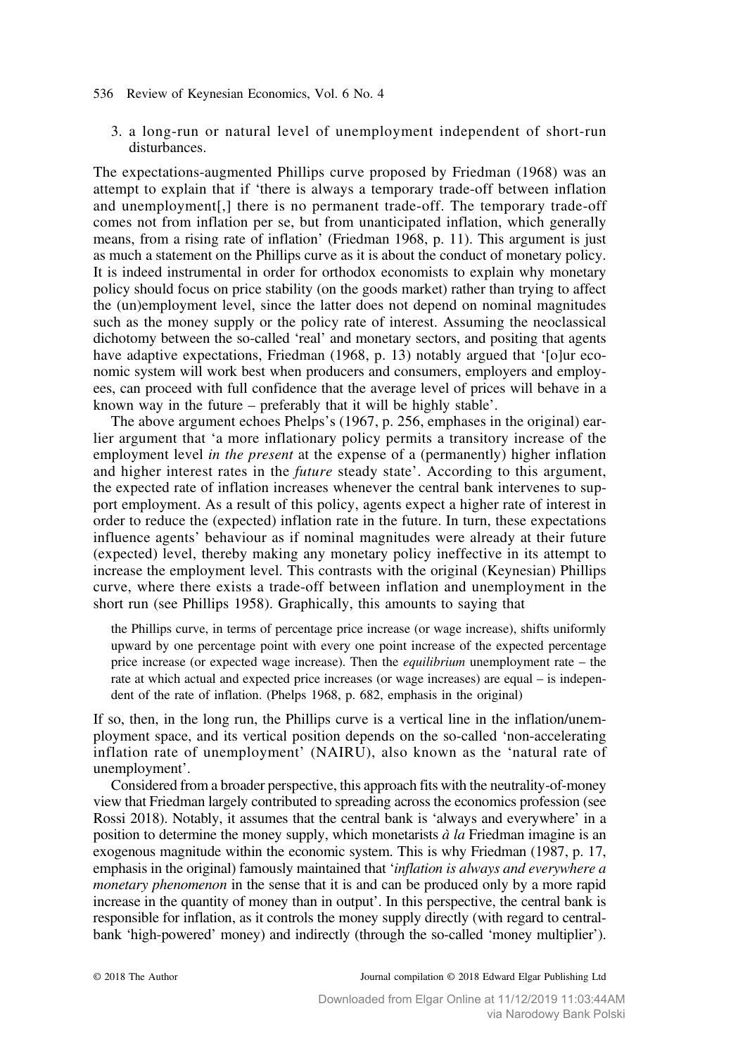3. a long-run or natural level of unemployment independent of short-run disturbances.

The expectations-augmented Phillips curve proposed by Friedman (1968) was an attempt to explain that if 'there is always a temporary trade-off between inflation and unemployment[,] there is no permanent trade-off. The temporary trade-off comes not from inflation per se, but from unanticipated inflation, which generally means, from a rising rate of inflation' (Friedman 1968, p. 11). This argument is just as much a statement on the Phillips curve as it is about the conduct of monetary policy. It is indeed instrumental in order for orthodox economists to explain why monetary policy should focus on price stability (on the goods market) rather than trying to affect the (un)employment level, since the latter does not depend on nominal magnitudes such as the money supply or the policy rate of interest. Assuming the neoclassical dichotomy between the so-called 'real' and monetary sectors, and positing that agents have adaptive expectations, Friedman (1968, p. 13) notably argued that '[o]ur economic system will work best when producers and consumers, employers and employees, can proceed with full confidence that the average level of prices will behave in a known way in the future – preferably that it will be highly stable'.

The above argument echoes Phelps's (1967, p. 256, emphases in the original) earlier argument that 'a more inflationary policy permits a transitory increase of the employment level *in the present* at the expense of a (permanently) higher inflation and higher interest rates in the *future* steady state'. According to this argument, the expected rate of inflation increases whenever the central bank intervenes to support employment. As a result of this policy, agents expect a higher rate of interest in order to reduce the (expected) inflation rate in the future. In turn, these expectations influence agents' behaviour as if nominal magnitudes were already at their future (expected) level, thereby making any monetary policy ineffective in its attempt to increase the employment level. This contrasts with the original (Keynesian) Phillips curve, where there exists a trade-off between inflation and unemployment in the short run (see Phillips 1958). Graphically, this amounts to saying that

> the Phillips curve, in terms of percentage price increase (or wage increase), shifts uniformly upward by one percentage point with every one point increase of the expected percentage price increase (or expected wage increase). Then the *equilibrium* unemployment rate – the rate at which actual and expected price increases (or wage increases) are equal – is independent of the rate of inflation. (Phelps 1968, p. 682, emphasis in the original)

If so, then, in the long run, the Phillips curve is a vertical line in the inflation/unemployment space, and its vertical position depends on the so-called 'non-accelerating inflation rate of unemployment' (NAIRU), also known as the 'natural rate of unemployment'.

Considered from a broader perspective, this approach fits with the neutrality-of-money view that Friedman largely contributed to spreading across the economics profession (see Rossi 2018). Notably, it assumes that the central bank is 'always and everywhere' in a position to determine the money supply, which monetarists *à la* Friedman imagine is an exogenous magnitude within the economic system. This is why Friedman (1987, p. 17, emphasis in the original) famously maintained that '*inflation is always and everywhere a monetary phenomenon* in the sense that it is and can be produced only by a more rapid increase in the quantity of money than in output'. In this perspective, the central bank is responsible for inflation, as it controls the money supply directly (with regard to central-bank 'high-powered' money) and indirectly (through the so-called 'money multiplier').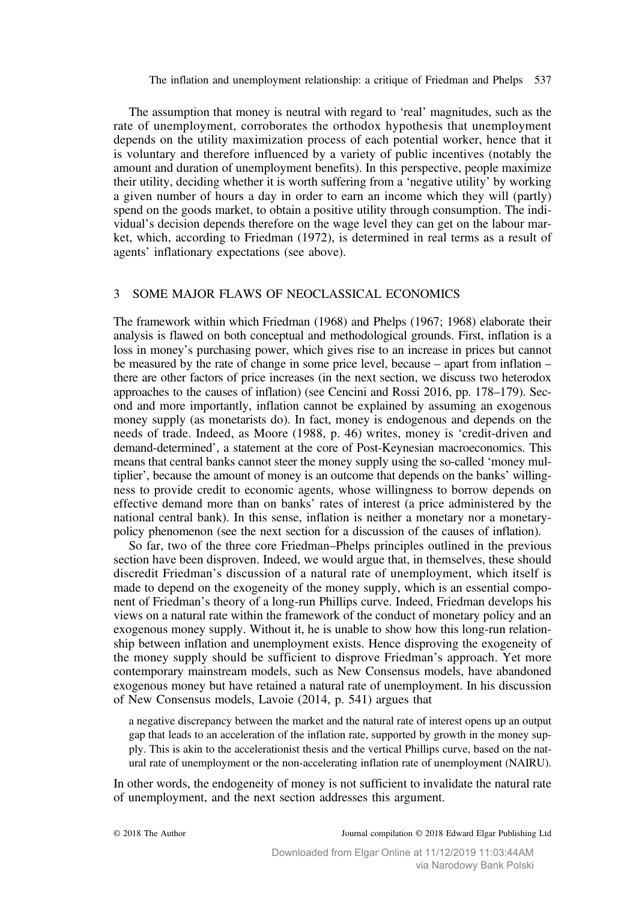The assumption that money is neutral with regard to 'real' magnitudes, such as the rate of unemployment, corroborates the orthodox hypothesis that unemployment depends on the utility maximization process of each potential worker, hence that it is voluntary and therefore influenced by a variety of public incentives (notably the amount and duration of unemployment benefits). In this perspective, people maximize their utility, deciding whether it is worth suffering from a 'negative utility' by working a given number of hours a day in order to earn an income which they will (partly) spend on the goods market, to obtain a positive utility through consumption. The individual's decision depends therefore on the wage level they can get on the labour market, which, according to Friedman (1972), is determined in real terms as a result of agents' inflationary expectations (see above).

## 3 SOME MAJOR FLAWS OF NEOCLASSICAL ECONOMICS

The framework within which Friedman (1968) and Phelps (1967; 1968) elaborate their analysis is flawed on both conceptual and methodological grounds. First, inflation is a loss in money's purchasing power, which gives rise to an increase in prices but cannot be measured by the rate of change in some price level, because – apart from inflation – there are other factors of price increases (in the next section, we discuss two heterodox approaches to the causes of inflation) (see Cencini and Rossi 2016, pp. 178–179). Second and more importantly, inflation cannot be explained by assuming an exogenous money supply (as monetarists do). In fact, money is endogenous and depends on the needs of trade. Indeed, as Moore (1988, p. 46) writes, money is 'credit-driven and demand-determined', a statement at the core of Post-Keynesian macroeconomics. This means that central banks cannot steer the money supply using the so-called 'money multiplier', because the amount of money is an outcome that depends on the banks' willingness to provide credit to economic agents, whose willingness to borrow depends on effective demand more than on banks' rates of interest (a price administered by the national central bank). In this sense, inflation is neither a monetary nor a monetary-policy phenomenon (see the next section for a discussion of the causes of inflation).

So far, two of the three core Friedman–Phelps principles outlined in the previous section have been disproven. Indeed, we would argue that, in themselves, these should discredit Friedman's discussion of a natural rate of unemployment, which itself is made to depend on the exogeneity of the money supply, which is an essential component of Friedman's theory of a long-run Phillips curve. Indeed, Friedman develops his views on a natural rate within the framework of the conduct of monetary policy and an exogenous money supply. Without it, he is unable to show how this long-run relationship between inflation and unemployment exists. Hence disproving the exogeneity of the money supply should be sufficient to disprove Friedman's approach. Yet more contemporary mainstream models, such as New Consensus models, have abandoned exogenous money but have retained a natural rate of unemployment. In his discussion of New Consensus models, Lavoie (2014, p. 541) argues that

> a negative discrepancy between the market and the natural rate of interest opens up an output gap that leads to an acceleration of the inflation rate, supported by growth in the money supply. This is akin to the accelerationist thesis and the vertical Phillips curve, based on the natural rate of unemployment or the non-accelerating inflation rate of unemployment (NAIRU).

In other words, the endogeneity of money is not sufficient to invalidate the natural rate of unemployment, and the next section addresses this argument.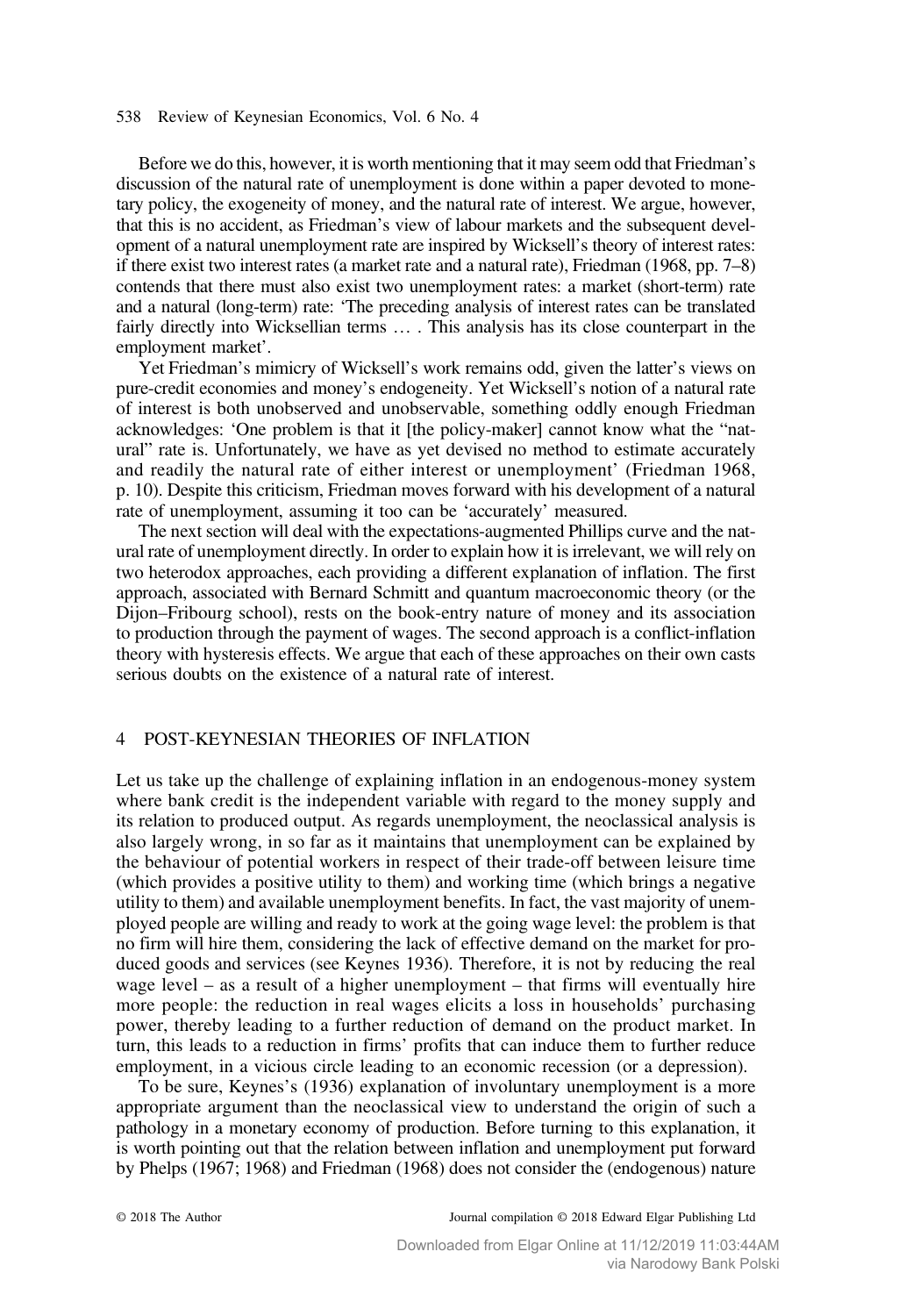Before we do this, however, it is worth mentioning that it may seem odd that Friedman's discussion of the natural rate of unemployment is done within a paper devoted to monetary policy, the exogeneity of money, and the natural rate of interest. We argue, however, that this is no accident, as Friedman's view of labour markets and the subsequent development of a natural unemployment rate are inspired by Wicksell's theory of interest rates: if there exist two interest rates (a market rate and a natural rate), Friedman (1968, pp. 7–8) contends that there must also exist two unemployment rates: a market (short-term) rate and a natural (long-term) rate: 'The preceding analysis of interest rates can be translated fairly directly into Wicksellian terms … . This analysis has its close counterpart in the employment market'.

Yet Friedman's mimicry of Wicksell's work remains odd, given the latter's views on pure-credit economies and money's endogeneity. Yet Wicksell's notion of a natural rate of interest is both unobserved and unobservable, something oddly enough Friedman acknowledges: 'One problem is that it [the policy-maker] cannot know what the "natural" rate is. Unfortunately, we have as yet devised no method to estimate accurately and readily the natural rate of either interest or unemployment' (Friedman 1968, p. 10). Despite this criticism, Friedman moves forward with his development of a natural rate of unemployment, assuming it too can be 'accurately' measured.

The next section will deal with the expectations-augmented Phillips curve and the natural rate of unemployment directly. In order to explain how it is irrelevant, we will rely on two heterodox approaches, each providing a different explanation of inflation. The first approach, associated with Bernard Schmitt and quantum macroeconomic theory (or the Dijon–Fribourg school), rests on the book-entry nature of money and its association to production through the payment of wages. The second approach is a conflict-inflation theory with hysteresis effects. We argue that each of these approaches on their own casts serious doubts on the existence of a natural rate of interest.

## 4 POST-KEYNESIAN THEORIES OF INFLATION

Let us take up the challenge of explaining inflation in an endogenous-money system where bank credit is the independent variable with regard to the money supply and its relation to produced output. As regards unemployment, the neoclassical analysis is also largely wrong, in so far as it maintains that unemployment can be explained by the behaviour of potential workers in respect of their trade-off between leisure time (which provides a positive utility to them) and working time (which brings a negative utility to them) and available unemployment benefits. In fact, the vast majority of unemployed people are willing and ready to work at the going wage level: the problem is that no firm will hire them, considering the lack of effective demand on the market for produced goods and services (see Keynes 1936). Therefore, it is not by reducing the real wage level – as a result of a higher unemployment – that firms will eventually hire more people: the reduction in real wages elicits a loss in households' purchasing power, thereby leading to a further reduction of demand on the product market. In turn, this leads to a reduction in firms' profits that can induce them to further reduce employment, in a vicious circle leading to an economic recession (or a depression).

To be sure, Keynes's (1936) explanation of involuntary unemployment is a more appropriate argument than the neoclassical view to understand the origin of such a pathology in a monetary economy of production. Before turning to this explanation, it is worth pointing out that the relation between inflation and unemployment put forward by Phelps (1967; 1968) and Friedman (1968) does not consider the (endogenous) nature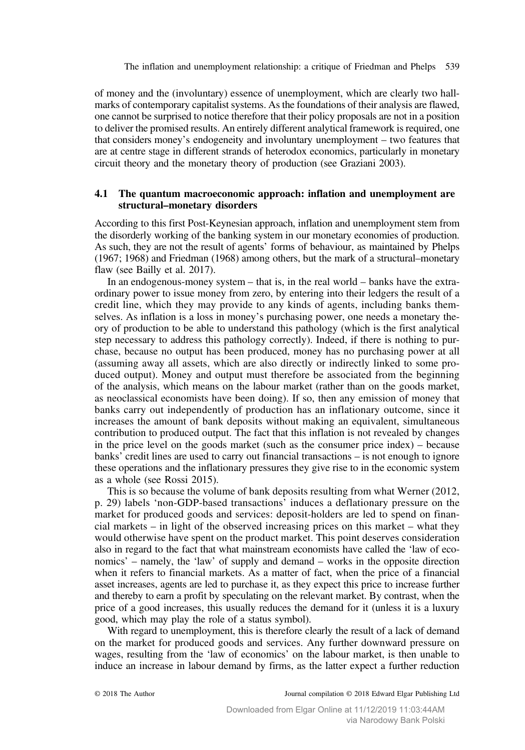of money and the (involuntary) essence of unemployment, which are clearly two hallmarks of contemporary capitalist systems. As the foundations of their analysis are flawed, one cannot be surprised to notice therefore that their policy proposals are not in a position to deliver the promised results. An entirely different analytical framework is required, one that considers money's endogeneity and involuntary unemployment – two features that are at centre stage in different strands of heterodox economics, particularly in monetary circuit theory and the monetary theory of production (see Graziani 2003).

### 4.1 The quantum macroeconomic approach: inflation and unemployment are structural–monetary disorders

According to this first Post-Keynesian approach, inflation and unemployment stem from the disorderly working of the banking system in our monetary economies of production. As such, they are not the result of agents' forms of behaviour, as maintained by Phelps (1967; 1968) and Friedman (1968) among others, but the mark of a structural–monetary flaw (see Bailly et al. 2017).

In an endogenous-money system – that is, in the real world – banks have the extraordinary power to issue money from zero, by entering into their ledgers the result of a credit line, which they may provide to any kinds of agents, including banks themselves. As inflation is a loss in money's purchasing power, one needs a monetary theory of production to be able to understand this pathology (which is the first analytical step necessary to address this pathology correctly). Indeed, if there is nothing to purchase, because no output has been produced, money has no purchasing power at all (assuming away all assets, which are also directly or indirectly linked to some produced output). Money and output must therefore be associated from the beginning of the analysis, which means on the labour market (rather than on the goods market, as neoclassical economists have been doing). If so, then any emission of money that banks carry out independently of production has an inflationary outcome, since it increases the amount of bank deposits without making an equivalent, simultaneous contribution to produced output. The fact that this inflation is not revealed by changes in the price level on the goods market (such as the consumer price index) – because banks' credit lines are used to carry out financial transactions – is not enough to ignore these operations and the inflationary pressures they give rise to in the economic system as a whole (see Rossi 2015).

This is so because the volume of bank deposits resulting from what Werner (2012, p. 29) labels 'non-GDP-based transactions' induces a deflationary pressure on the market for produced goods and services: deposit-holders are led to spend on financial markets – in light of the observed increasing prices on this market – what they would otherwise have spent on the product market. This point deserves consideration also in regard to the fact that mainstream economists have called the 'law of economics' – namely, the 'law' of supply and demand – works in the opposite direction when it refers to financial markets. As a matter of fact, when the price of a financial asset increases, agents are led to purchase it, as they expect this price to increase further and thereby to earn a profit by speculating on the relevant market. By contrast, when the price of a good increases, this usually reduces the demand for it (unless it is a luxury good, which may play the role of a status symbol).

With regard to unemployment, this is therefore clearly the result of a lack of demand on the market for produced goods and services. Any further downward pressure on wages, resulting from the 'law of economics' on the labour market, is then unable to induce an increase in labour demand by firms, as the latter expect a further reduction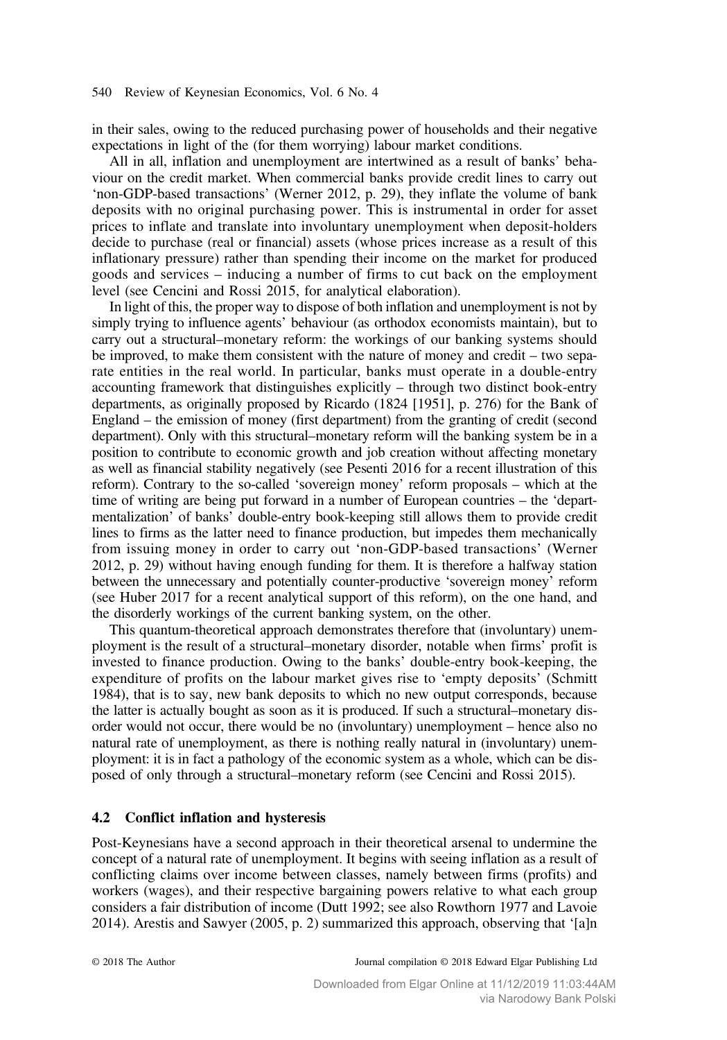in their sales, owing to the reduced purchasing power of households and their negative expectations in light of the (for them worrying) labour market conditions.

All in all, inflation and unemployment are intertwined as a result of banks' behaviour on the credit market. When commercial banks provide credit lines to carry out 'non-GDP-based transactions' (Werner 2012, p. 29), they inflate the volume of bank deposits with no original purchasing power. This is instrumental in order for asset prices to inflate and translate into involuntary unemployment when deposit-holders decide to purchase (real or financial) assets (whose prices increase as a result of this inflationary pressure) rather than spending their income on the market for produced goods and services – inducing a number of firms to cut back on the employment level (see Cencini and Rossi 2015, for analytical elaboration).

In light of this, the proper way to dispose of both inflation and unemployment is not by simply trying to influence agents' behaviour (as orthodox economists maintain), but to carry out a structural–monetary reform: the workings of our banking systems should be improved, to make them consistent with the nature of money and credit – two separate entities in the real world. In particular, banks must operate in a double-entry accounting framework that distinguishes explicitly – through two distinct book-entry departments, as originally proposed by Ricardo (1824 [1951], p. 276) for the Bank of England – the emission of money (first department) from the granting of credit (second department). Only with this structural–monetary reform will the banking system be in a position to contribute to economic growth and job creation without affecting monetary as well as financial stability negatively (see Pesenti 2016 for a recent illustration of this reform). Contrary to the so-called 'sovereign money' reform proposals – which at the time of writing are being put forward in a number of European countries – the 'departmentalization' of banks' double-entry book-keeping still allows them to provide credit lines to firms as the latter need to finance production, but impedes them mechanically from issuing money in order to carry out 'non-GDP-based transactions' (Werner 2012, p. 29) without having enough funding for them. It is therefore a halfway station between the unnecessary and potentially counter-productive 'sovereign money' reform (see Huber 2017 for a recent analytical support of this reform), on the one hand, and the disorderly workings of the current banking system, on the other.

This quantum-theoretical approach demonstrates therefore that (involuntary) unemployment is the result of a structural–monetary disorder, notable when firms' profit is invested to finance production. Owing to the banks' double-entry book-keeping, the expenditure of profits on the labour market gives rise to 'empty deposits' (Schmitt 1984), that is to say, new bank deposits to which no new output corresponds, because the latter is actually bought as soon as it is produced. If such a structural–monetary disorder would not occur, there would be no (involuntary) unemployment – hence also no natural rate of unemployment, as there is nothing really natural in (involuntary) unemployment: it is in fact a pathology of the economic system as a whole, which can be disposed of only through a structural–monetary reform (see Cencini and Rossi 2015).

### 4.2 Conflict inflation and hysteresis

Post-Keynesians have a second approach in their theoretical arsenal to undermine the concept of a natural rate of unemployment. It begins with seeing inflation as a result of conflicting claims over income between classes, namely between firms (profits) and workers (wages), and their respective bargaining powers relative to what each group considers a fair distribution of income (Dutt 1992; see also Rowthorn 1977 and Lavoie 2014). Arestis and Sawyer (2005, p. 2) summarized this approach, observing that '[a]n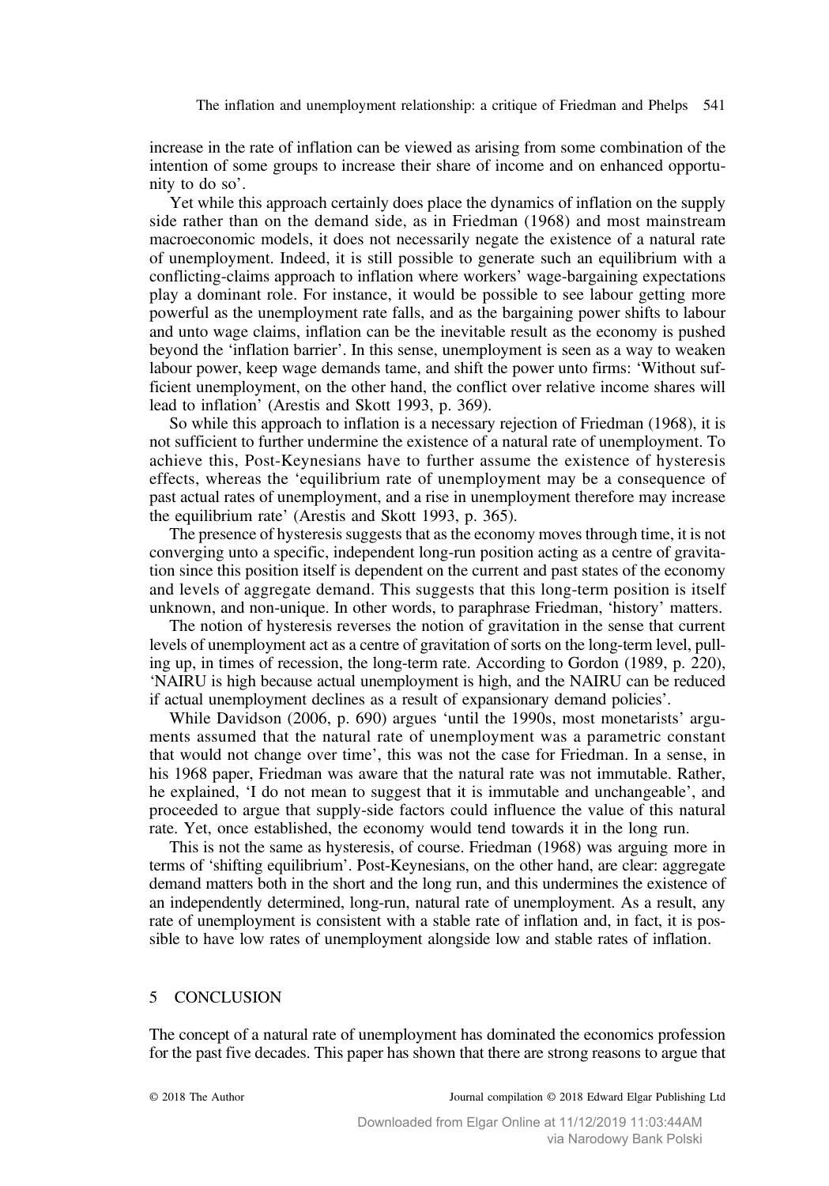increase in the rate of inflation can be viewed as arising from some combination of the intention of some groups to increase their share of income and on enhanced opportunity to do so'.

Yet while this approach certainly does place the dynamics of inflation on the supply side rather than on the demand side, as in Friedman (1968) and most mainstream macroeconomic models, it does not necessarily negate the existence of a natural rate of unemployment. Indeed, it is still possible to generate such an equilibrium with a conflicting-claims approach to inflation where workers' wage-bargaining expectations play a dominant role. For instance, it would be possible to see labour getting more powerful as the unemployment rate falls, and as the bargaining power shifts to labour and unto wage claims, inflation can be the inevitable result as the economy is pushed beyond the 'inflation barrier'. In this sense, unemployment is seen as a way to weaken labour power, keep wage demands tame, and shift the power unto firms: 'Without sufficient unemployment, on the other hand, the conflict over relative income shares will lead to inflation' (Arestis and Skott 1993, p. 369).

So while this approach to inflation is a necessary rejection of Friedman (1968), it is not sufficient to further undermine the existence of a natural rate of unemployment. To achieve this, Post-Keynesians have to further assume the existence of hysteresis effects, whereas the 'equilibrium rate of unemployment may be a consequence of past actual rates of unemployment, and a rise in unemployment therefore may increase the equilibrium rate' (Arestis and Skott 1993, p. 365).

The presence of hysteresis suggests that as the economy moves through time, it is not converging unto a specific, independent long-run position acting as a centre of gravitation since this position itself is dependent on the current and past states of the economy and levels of aggregate demand. This suggests that this long-term position is itself unknown, and non-unique. In other words, to paraphrase Friedman, 'history' matters.

The notion of hysteresis reverses the notion of gravitation in the sense that current levels of unemployment act as a centre of gravitation of sorts on the long-term level, pulling up, in times of recession, the long-term rate. According to Gordon (1989, p. 220), 'NAIRU is high because actual unemployment is high, and the NAIRU can be reduced if actual unemployment declines as a result of expansionary demand policies'.

While Davidson (2006, p. 690) argues 'until the 1990s, most monetarists' arguments assumed that the natural rate of unemployment was a parametric constant that would not change over time', this was not the case for Friedman. In a sense, in his 1968 paper, Friedman was aware that the natural rate was not immutable. Rather, he explained, 'I do not mean to suggest that it is immutable and unchangeable', and proceeded to argue that supply-side factors could influence the value of this natural rate. Yet, once established, the economy would tend towards it in the long run.

This is not the same as hysteresis, of course. Friedman (1968) was arguing more in terms of 'shifting equilibrium'. Post-Keynesians, on the other hand, are clear: aggregate demand matters both in the short and the long run, and this undermines the existence of an independently determined, long-run, natural rate of unemployment. As a result, any rate of unemployment is consistent with a stable rate of inflation and, in fact, it is possible to have low rates of unemployment alongside low and stable rates of inflation.

## 5 CONCLUSION

The concept of a natural rate of unemployment has dominated the economics profession for the past five decades. This paper has shown that there are strong reasons to argue that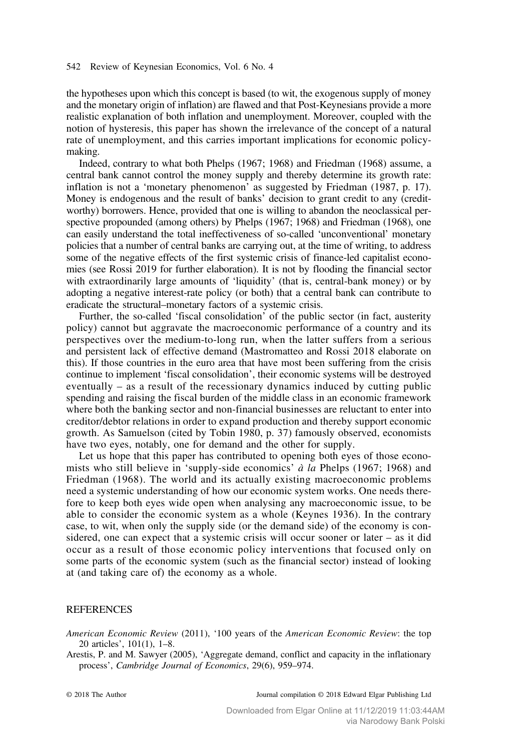the hypotheses upon which this concept is based (to wit, the exogenous supply of money and the monetary origin of inflation) are flawed and that Post-Keynesians provide a more realistic explanation of both inflation and unemployment. Moreover, coupled with the notion of hysteresis, this paper has shown the irrelevance of the concept of a natural rate of unemployment, and this carries important implications for economic policy-making.

Indeed, contrary to what both Phelps (1967; 1968) and Friedman (1968) assume, a central bank cannot control the money supply and thereby determine its growth rate: inflation is not a 'monetary phenomenon' as suggested by Friedman (1987, p. 17). Money is endogenous and the result of banks' decision to grant credit to any (credit-worthy) borrowers. Hence, provided that one is willing to abandon the neoclassical perspective propounded (among others) by Phelps (1967; 1968) and Friedman (1968), one can easily understand the total ineffectiveness of so-called 'unconventional' monetary policies that a number of central banks are carrying out, at the time of writing, to address some of the negative effects of the first systemic crisis of finance-led capitalist economies (see Rossi 2019 for further elaboration). It is not by flooding the financial sector with extraordinarily large amounts of 'liquidity' (that is, central-bank money) or by adopting a negative interest-rate policy (or both) that a central bank can contribute to eradicate the structural–monetary factors of a systemic crisis.

Further, the so-called 'fiscal consolidation' of the public sector (in fact, austerity policy) cannot but aggravate the macroeconomic performance of a country and its perspectives over the medium-to-long run, when the latter suffers from a serious and persistent lack of effective demand (Mastromatteo and Rossi 2018 elaborate on this). If those countries in the euro area that have most been suffering from the crisis continue to implement 'fiscal consolidation', their economic systems will be destroyed eventually – as a result of the recessionary dynamics induced by cutting public spending and raising the fiscal burden of the middle class in an economic framework where both the banking sector and non-financial businesses are reluctant to enter into creditor/debtor relations in order to expand production and thereby support economic growth. As Samuelson (cited by Tobin 1980, p. 37) famously observed, economists have two eyes, notably, one for demand and the other for supply.

Let us hope that this paper has contributed to opening both eyes of those economists who still believe in 'supply-side economics' *à la* Phelps (1967; 1968) and Friedman (1968). The world and its actually existing macroeconomic problems need a systemic understanding of how our economic system works. One needs therefore to keep both eyes wide open when analysing any macroeconomic issue, to be able to consider the economic system as a whole (Keynes 1936). In the contrary case, to wit, when only the supply side (or the demand side) of the economy is considered, one can expect that a systemic crisis will occur sooner or later – as it did occur as a result of those economic policy interventions that focused only on some parts of the economic system (such as the financial sector) instead of looking at (and taking care of) the economy as a whole.

## REFERENCES

*American Economic Review* (2011), '100 years of the *American Economic Review*: the top 20 articles', 101(1), 1–8.

Arestis, P. and M. Sawyer (2005), 'Aggregate demand, conflict and capacity in the inflationary process', *Cambridge Journal of Economics*, 29(6), 959–974.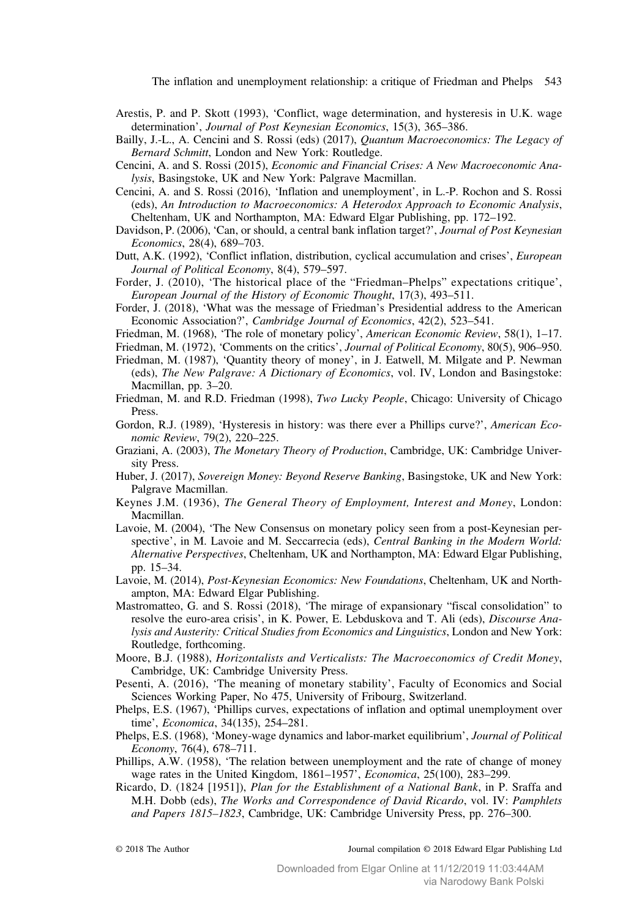Arestis, P. and P. Skott (1993), 'Conflict, wage determination, and hysteresis in U.K. wage determination', *Journal of Post Keynesian Economics*, 15(3), 365–386.

Bailly, J.-L., A. Cencini and S. Rossi (eds) (2017), *Quantum Macroeconomics: The Legacy of Bernard Schmitt*, London and New York: Routledge.

Cencini, A. and S. Rossi (2015), *Economic and Financial Crises: A New Macroeconomic Analysis*, Basingstoke, UK and New York: Palgrave Macmillan.

Cencini, A. and S. Rossi (2016), 'Inflation and unemployment', in L.-P. Rochon and S. Rossi (eds), *An Introduction to Macroeconomics: A Heterodox Approach to Economic Analysis*, Cheltenham, UK and Northampton, MA: Edward Elgar Publishing, pp. 172–192.

Davidson, P. (2006), 'Can, or should, a central bank inflation target?', *Journal of Post Keynesian Economics*, 28(4), 689–703.

Dutt, A.K. (1992), 'Conflict inflation, distribution, cyclical accumulation and crises', *European Journal of Political Economy*, 8(4), 579–597.

Forder, J. (2010), 'The historical place of the "Friedman–Phelps" expectations critique', *European Journal of the History of Economic Thought*, 17(3), 493–511.

Forder, J. (2018), 'What was the message of Friedman's Presidential address to the American Economic Association?', *Cambridge Journal of Economics*, 42(2), 523–541.

Friedman, M. (1968), 'The role of monetary policy', *American Economic Review*, 58(1), 1–17.

Friedman, M. (1972), 'Comments on the critics', *Journal of Political Economy*, 80(5), 906–950.

Friedman, M. (1987), 'Quantity theory of money', in J. Eatwell, M. Milgate and P. Newman (eds), *The New Palgrave: A Dictionary of Economics*, vol. IV, London and Basingstoke: Macmillan, pp. 3–20.

Friedman, M. and R.D. Friedman (1998), *Two Lucky People*, Chicago: University of Chicago Press.

Gordon, R.J. (1989), 'Hysteresis in history: was there ever a Phillips curve?', *American Economic Review*, 79(2), 220–225.

Graziani, A. (2003), *The Monetary Theory of Production*, Cambridge, UK: Cambridge University Press.

Huber, J. (2017), *Sovereign Money: Beyond Reserve Banking*, Basingstoke, UK and New York: Palgrave Macmillan.

Keynes J.M. (1936), *The General Theory of Employment, Interest and Money*, London: Macmillan.

Lavoie, M. (2004), 'The New Consensus on monetary policy seen from a post-Keynesian perspective', in M. Lavoie and M. Seccarrecia (eds), *Central Banking in the Modern World: Alternative Perspectives*, Cheltenham, UK and Northampton, MA: Edward Elgar Publishing, pp. 15–34.

Lavoie, M. (2014), *Post-Keynesian Economics: New Foundations*, Cheltenham, UK and Northampton, MA: Edward Elgar Publishing.

Mastromatteo, G. and S. Rossi (2018), 'The mirage of expansionary "fiscal consolidation" to resolve the euro-area crisis', in K. Power, E. Lebduskova and T. Ali (eds), *Discourse Analysis and Austerity: Critical Studies from Economics and Linguistics*, London and New York: Routledge, forthcoming.

Moore, B.J. (1988), *Horizontalists and Verticalists: The Macroeconomics of Credit Money*, Cambridge, UK: Cambridge University Press.

Pesenti, A. (2016), 'The meaning of monetary stability', Faculty of Economics and Social Sciences Working Paper, No 475, University of Fribourg, Switzerland.

Phelps, E.S. (1967), 'Phillips curves, expectations of inflation and optimal unemployment over time', *Economica*, 34(135), 254–281.

Phelps, E.S. (1968), 'Money-wage dynamics and labor-market equilibrium', *Journal of Political Economy*, 76(4), 678–711.

Phillips, A.W. (1958), 'The relation between unemployment and the rate of change of money wage rates in the United Kingdom, 1861–1957', *Economica*, 25(100), 283–299.

Ricardo, D. (1824 [1951]), *Plan for the Establishment of a National Bank*, in P. Sraffa and M.H. Dobb (eds), *The Works and Correspondence of David Ricardo*, vol. IV: *Pamphlets and Papers 1815–1823*, Cambridge, UK: Cambridge University Press, pp. 276–300.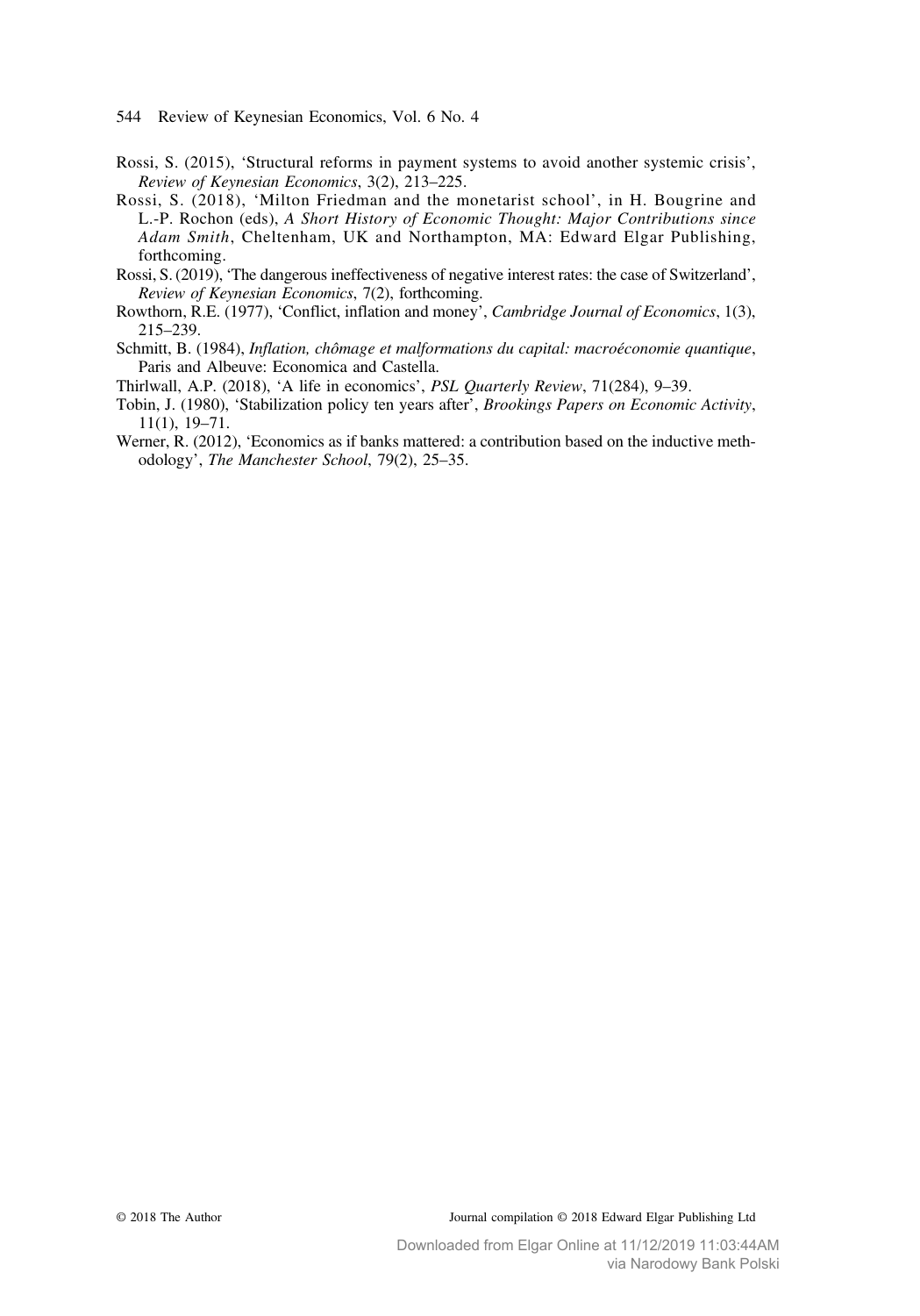Rossi, S. (2015), 'Structural reforms in payment systems to avoid another systemic crisis', *Review of Keynesian Economics*, 3(2), 213–225.

Rossi, S. (2018), 'Milton Friedman and the monetarist school', in H. Bougrine and L.-P. Rochon (eds), *A Short History of Economic Thought: Major Contributions since Adam Smith*, Cheltenham, UK and Northampton, MA: Edward Elgar Publishing, forthcoming.

Rossi, S. (2019), 'The dangerous ineffectiveness of negative interest rates: the case of Switzerland', *Review of Keynesian Economics*, 7(2), forthcoming.

Rowthorn, R.E. (1977), 'Conflict, inflation and money', *Cambridge Journal of Economics*, 1(3), 215–239.

Schmitt, B. (1984), *Inflation, chômage et malformations du capital: macroéconomie quantique*, Paris and Albeuve: Economica and Castella.

Thirlwall, A.P. (2018), 'A life in economics', *PSL Quarterly Review*, 71(284), 9–39.

Tobin, J. (1980), 'Stabilization policy ten years after', *Brookings Papers on Economic Activity*, 11(1), 19–71.

Werner, R. (2012), 'Economics as if banks mattered: a contribution based on the inductive methodology', *The Manchester School*, 79(2), 25–35.